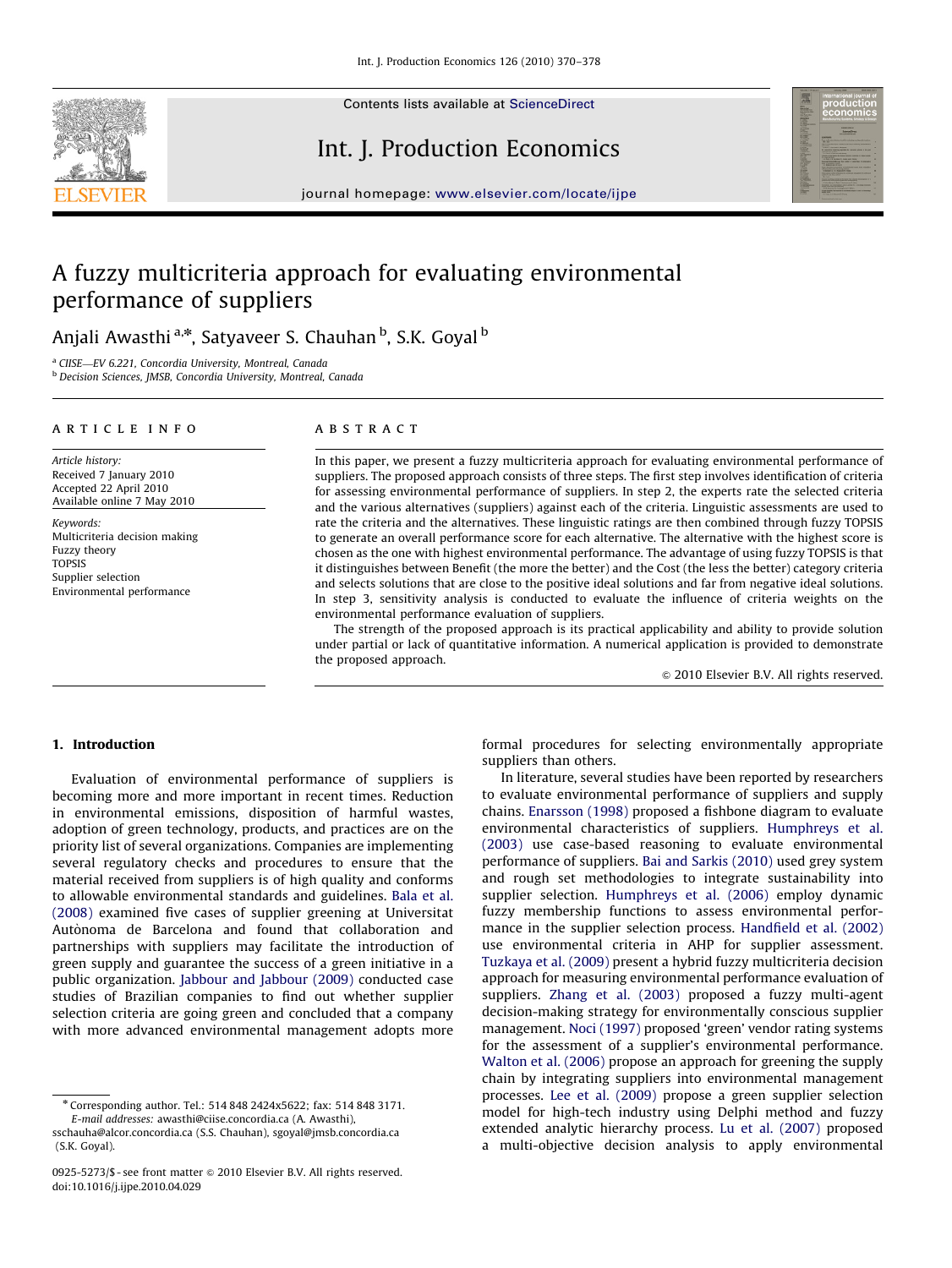# A fuzzy multicriteria approach for evaluating environmental performance of suppliers

Anjali Awasthi [a,*], Satyaveer S. Chauhan [b], S.K. Goyal [b]

[a] CIISE—EV 6.221, Concordia University, Montreal, Canada

[b] Decision Sciences, JMSB, Concordia University, Montreal, Canada

## ARTICLE INFO

*Article history:*
Received 7 January 2010
Accepted 22 April 2010
Available online 7 May 2010

*Keywords:*
Multicriteria decision making
Fuzzy theory
TOPSIS
Supplier selection
Environmental performance

## ABSTRACT

In this paper, we present a fuzzy multicriteria approach for evaluating environmental performance of suppliers. The proposed approach consists of three steps. The first step involves identification of criteria for assessing environmental performance of suppliers. In step 2, the experts rate the selected criteria and the various alternatives (suppliers) against each of the criteria. Linguistic assessments are used to rate the criteria and the alternatives. These linguistic ratings are then combined through fuzzy TOPSIS to generate an overall performance score for each alternative. The alternative with the highest score is chosen as the one with highest environmental performance. The advantage of using fuzzy TOPSIS is that it distinguishes between Benefit (the more the better) and the Cost (the less the better) category criteria and selects solutions that are close to the positive ideal solutions and far from negative ideal solutions. In step 3, sensitivity analysis is conducted to evaluate the influence of criteria weights on the environmental performance evaluation of suppliers.

The strength of the proposed approach is its practical applicability and ability to provide solution under partial or lack of quantitative information. A numerical application is provided to demonstrate the proposed approach.

© 2010 Elsevier B.V. All rights reserved.

## 1. Introduction

Evaluation of environmental performance of suppliers is becoming more and more important in recent times. Reduction in environmental emissions, disposition of harmful wastes, adoption of green technology, products, and practices are on the priority list of several organizations. Companies are implementing several regulatory checks and procedures to ensure that the material received from suppliers is of high quality and conforms to allowable environmental standards and guidelines. Bala et al. (2008) examined five cases of supplier greening at Universitat Autònoma de Barcelona and found that collaboration and partnerships with suppliers may facilitate the introduction of green supply and guarantee the success of a green initiative in a public organization. Jabbour and Jabbour (2009) conducted case studies of Brazilian companies to find out whether supplier selection criteria are going green and concluded that a company with more advanced environmental management adopts more formal procedures for selecting environmentally appropriate suppliers than others.

In literature, several studies have been reported by researchers to evaluate environmental performance of suppliers and supply chains. Enarsson (1998) proposed a fishbone diagram to evaluate environmental characteristics of suppliers. Humphreys et al. (2003) use case-based reasoning to evaluate environmental performance of suppliers. Bai and Sarkis (2010) used grey system and rough set methodologies to integrate sustainability into supplier selection. Humphreys et al. (2006) employ dynamic fuzzy membership functions to assess environmental performance in the supplier selection process. Handfield et al. (2002) use environmental criteria in AHP for supplier assessment. Tuzkaya et al. (2009) present a hybrid fuzzy multicriteria decision approach for measuring environmental performance evaluation of suppliers. Zhang et al. (2003) proposed a fuzzy multi-agent decision-making strategy for environmentally conscious supplier management. Noci (1997) proposed 'green' vendor rating systems for the assessment of a supplier's environmental performance. Walton et al. (2006) propose an approach for greening the supply chain by integrating suppliers into environmental management processes. Lee et al. (2009) propose a green supplier selection model for high-tech industry using Delphi method and fuzzy extended analytic hierarchy process. Lu et al. (2007) proposed a multi-objective decision analysis to apply environmental

\* Corresponding author. Tel.: 514 848 2424x5622; fax: 514 848 3171.
*E-mail addresses:* awasthi@ciise.concordia.ca (A. Awasthi), sschauha@alcor.concordia.ca (S.S. Chauhan), sgoyal@jmsb.concordia.ca (S.K. Goyal).

0925-5273/$ - see front matter © 2010 Elsevier B.V. All rights reserved.
doi:10.1016/j.ijpe.2010.04.029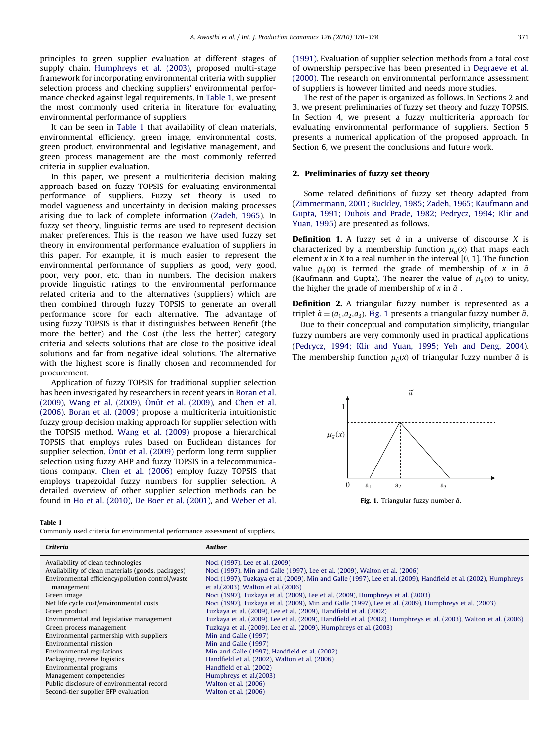principles to green supplier evaluation at different stages of supply chain. Humphreys et al. (2003), proposed multi-stage framework for incorporating environmental criteria with supplier selection process and checking suppliers' environmental performance checked against legal requirements. In Table 1, we present the most commonly used criteria in literature for evaluating environmental performance of suppliers.

It can be seen in Table 1 that availability of clean materials, environmental efficiency, green image, environmental costs, green product, environmental and legislative management, and green process management are the most commonly referred criteria in supplier evaluation.

In this paper, we present a multicriteria decision making approach based on fuzzy TOPSIS for evaluating environmental performance of suppliers. Fuzzy set theory is used to model vagueness and uncertainty in decision making processes arising due to lack of complete information (Zadeh, 1965). In fuzzy set theory, linguistic terms are used to represent decision maker preferences. This is the reason we have used fuzzy set theory in environmental performance evaluation of suppliers in this paper. For example, it is much easier to represent the environmental performance of suppliers as good, very good, poor, very poor, etc. than in numbers. The decision makers provide linguistic ratings to the environmental performance related criteria and to the alternatives (suppliers) which are then combined through fuzzy TOPSIS to generate an overall performance score for each alternative. The advantage of using fuzzy TOPSIS is that it distinguishes between Benefit (the more the better) and the Cost (the less the better) category criteria and selects solutions that are close to the positive ideal solutions and far from negative ideal solutions. The alternative with the highest score is finally chosen and recommended for procurement.

Application of fuzzy TOPSIS for traditional supplier selection has been investigated by researchers in recent years in Boran et al. (2009), Wang et al. (2009), Önüt et al. (2009), and Chen et al. (2006). Boran et al. (2009) propose a multicriteria intuitionistic fuzzy group decision making approach for supplier selection with the TOPSIS method. Wang et al. (2009) propose a hierarchical TOPSIS that employs rules based on Euclidean distances for supplier selection. Önüt et al. (2009) perform long term supplier selection using fuzzy AHP and fuzzy TOPSIS in a telecommunications company. Chen et al. (2006) employ fuzzy TOPSIS that employs trapezoidal fuzzy numbers for supplier selection. A detailed overview of other supplier selection methods can be found in Ho et al. (2010), De Boer et al. (2001), and Weber et al. (1991). Evaluation of supplier selection methods from a total cost of ownership perspective has been presented in Degraeve et al. (2000). The research on environmental performance assessment of suppliers is however limited and needs more studies.

The rest of the paper is organized as follows. In Sections 2 and 3, we present preliminaries of fuzzy set theory and fuzzy TOPSIS. In Section 4, we present a fuzzy multicriteria approach for evaluating environmental performance of suppliers. Section 5 presents a numerical application of the proposed approach. In Section 6, we present the conclusions and future work.

## 2. Preliminaries of fuzzy set theory

Some related definitions of fuzzy set theory adapted from (Zimmermann, 2001; Buckley, 1985; Zadeh, 1965; Kaufmann and Gupta, 1991; Dubois and Prade, 1982; Pedrycz, 1994; Klir and Yuan, 1995) are presented as follows.

**Definition 1.** A fuzzy set $\tilde{a}$ in a universe of discourse $X$ is characterized by a membership function $\mu_{\tilde{a}}(x)$ that maps each element $x$ in $X$ to a real number in the interval [0, 1]. The function value $\mu_{\tilde{a}}(x)$ is termed the grade of membership of $x$ in $\tilde{a}$ (Kaufmann and Gupta). The nearer the value of $\mu_{\tilde{a}}(x)$ to unity, the higher the grade of membership of $x$ in $\tilde{a}$.

**Definition 2.** A triangular fuzzy number is represented as a triplet $\tilde{a} = (a_1, a_2, a_3)$. Fig. 1 presents a triangular fuzzy number $\tilde{a}$.

Due to their conceptual and computation simplicity, triangular fuzzy numbers are very commonly used in practical applications (Pedrycz, 1994; Klir and Yuan, 1995; Yeh and Deng, 2004). The membership function $\mu_{\tilde{a}}(x)$ of triangular fuzzy number $\tilde{a}$ is

**Fig. 1.** Triangular fuzzy number $\tilde{a}$.

**Table 1**
Commonly used criteria for environmental performance assessment of suppliers.

| *Criteria* | *Author* |
|---|---|
| Availability of clean technologies | Noci (1997), Lee et al. (2009) |
| Availability of clean materials (goods, packages) | Noci (1997), Min and Galle (1997), Lee et al. (2009), Walton et al. (2006) |
| Environmental efficiency/pollution control/waste management | Noci (1997), Tuzkaya et al. (2009), Min and Galle (1997), Lee et al. (2009), Handfield et al. (2002), Humphreys et al.(2003), Walton et al. (2006) |
| Green image | Noci (1997), Tuzkaya et al. (2009), Lee et al. (2009), Humphreys et al. (2003) |
| Net life cycle cost/environmental costs | Noci (1997), Tuzkaya et al. (2009), Min and Galle (1997), Lee et al. (2009), Humphreys et al. (2003) |
| Green product | Tuzkaya et al. (2009), Lee et al. (2009), Handfield et al. (2002) |
| Environmental and legislative management | Tuzkaya et al. (2009), Lee et al. (2009), Handfield et al. (2002), Humphreys et al. (2003), Walton et al. (2006) |
| Green process management | Tuzkaya et al. (2009), Lee et al. (2009), Humphreys et al. (2003) |
| Environmental partnership with suppliers | Min and Galle (1997) |
| Environmental mission | Min and Galle (1997) |
| Environmental regulations | Min and Galle (1997), Handfield et al. (2002) |
| Packaging, reverse logistics | Handfield et al. (2002), Walton et al. (2006) |
| Environmental programs | Handfield et al. (2002) |
| Management competencies | Humphreys et al.(2003) |
| Public disclosure of environmental record | Walton et al. (2006) |
| Second-tier supplier EFP evaluation | Walton et al. (2006) |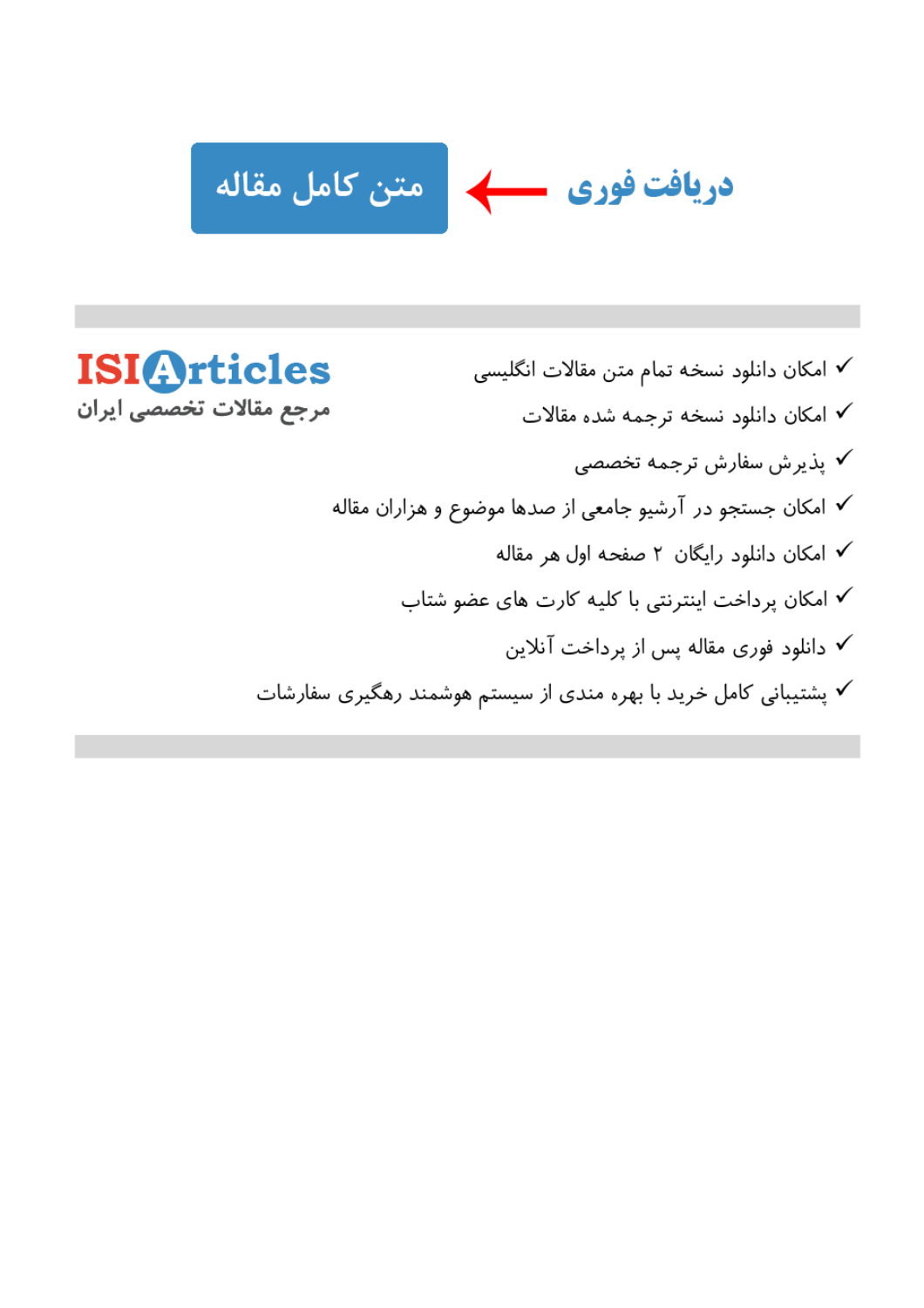دریافت فوری ← متن کامل مقاله

**ISIArticles**
مرجع مقالات تخصصی ایران

- ✓ امکان دانلود نسخه تمام متن مقالات انگلیسی
- ✓ امکان دانلود نسخه ترجمه شده مقالات
- ✓ پذیرش سفارش ترجمه تخصصی
- ✓ امکان جستجو در آرشیو جامعی از صدها موضوع و هزاران مقاله
- ✓ امکان دانلود رایگان ۲ صفحه اول هر مقاله
- ✓ امکان پرداخت اینترنتی با کلیه کارت های عضو شتاب
- ✓ دانلود فوری مقاله پس از پرداخت آنلاین
- ✓ پشتیبانی کامل خرید با بهره مندی از سیستم هوشمند رهگیری سفارشات